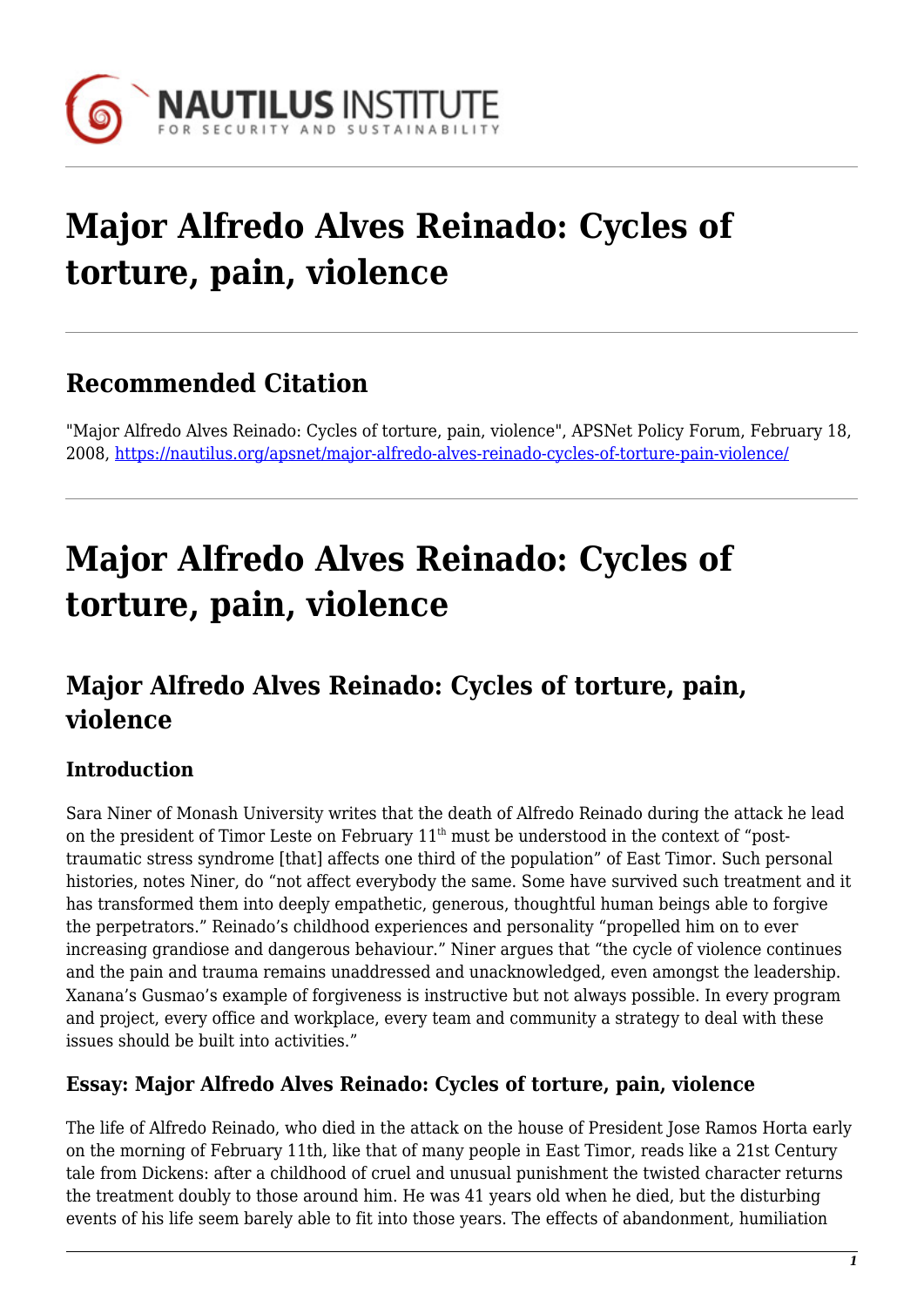# Major Alfredo Alves Reinado: Cycles of torture, pain, violence

## Recommended Citation

"Major Alfredo Alves Reinado: Cycles of torture, pain, violence", APSNet Policy Forum, February 18, 2008, https://nautilus.org/apsnet/major-alfredo-alves-reinado-cycles-of-torture-pain-violence/

# Major Alfredo Alves Reinado: Cycles of torture, pain, violence

## Major Alfredo Alves Reinado: Cycles of torture, pain, violence

### Introduction

Sara Niner of Monash University writes that the death of Alfredo Reinado during the attack he lead on the president of Timor Leste on February 11th must be understood in the context of "post-traumatic stress syndrome [that] affects one third of the population" of East Timor. Such personal histories, notes Niner, do "not affect everybody the same. Some have survived such treatment and it has transformed them into deeply empathetic, generous, thoughtful human beings able to forgive the perpetrators." Reinado's childhood experiences and personality "propelled him on to ever increasing grandiose and dangerous behaviour." Niner argues that "the cycle of violence continues and the pain and trauma remains unaddressed and unacknowledged, even amongst the leadership. Xanana's Gusmao's example of forgiveness is instructive but not always possible. In every program and project, every office and workplace, every team and community a strategy to deal with these issues should be built into activities."

### Essay: Major Alfredo Alves Reinado: Cycles of torture, pain, violence

The life of Alfredo Reinado, who died in the attack on the house of President Jose Ramos Horta early on the morning of February 11th, like that of many people in East Timor, reads like a 21st Century tale from Dickens: after a childhood of cruel and unusual punishment the twisted character returns the treatment doubly to those around him. He was 41 years old when he died, but the disturbing events of his life seem barely able to fit into those years. The effects of abandonment, humiliation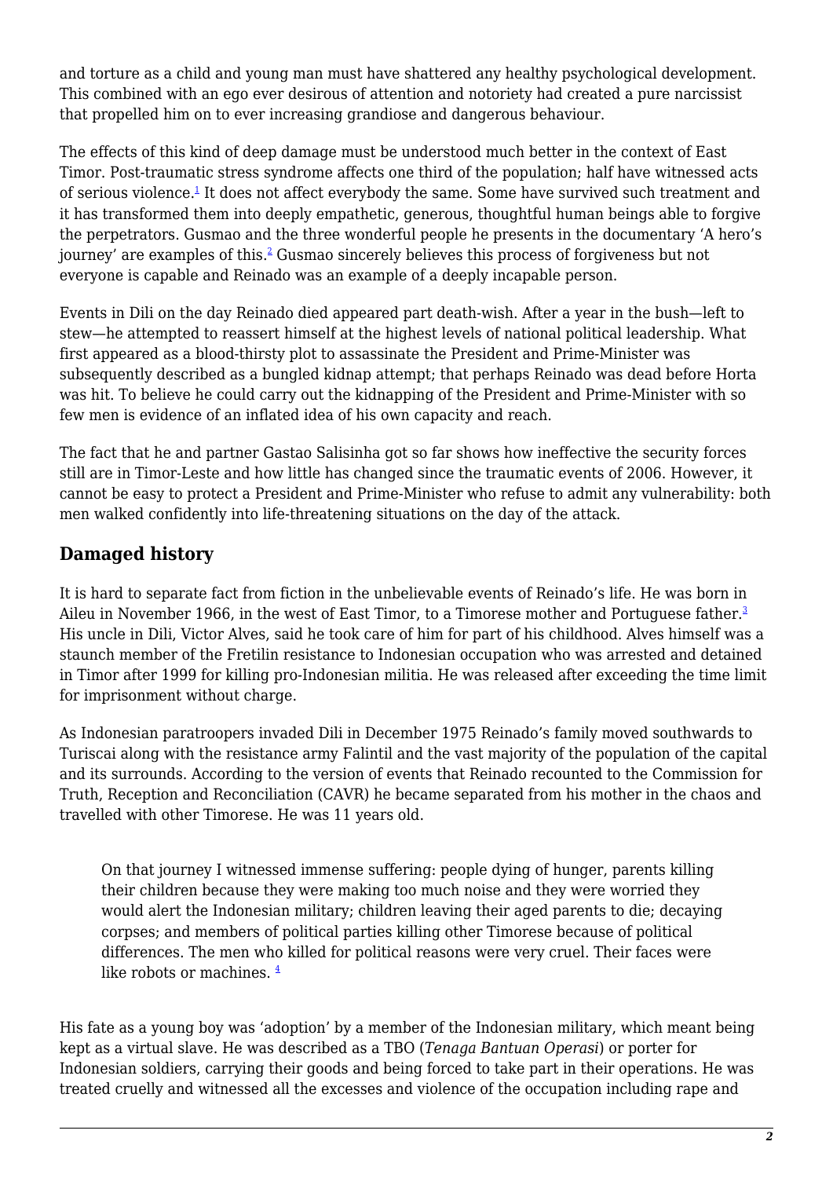and torture as a child and young man must have shattered any healthy psychological development. This combined with an ego ever desirous of attention and notoriety had created a pure narcissist that propelled him on to ever increasing grandiose and dangerous behaviour.

The effects of this kind of deep damage must be understood much better in the context of East Timor. Post-traumatic stress syndrome affects one third of the population; half have witnessed acts of serious violence.[1] It does not affect everybody the same. Some have survived such treatment and it has transformed them into deeply empathetic, generous, thoughtful human beings able to forgive the perpetrators. Gusmao and the three wonderful people he presents in the documentary 'A hero's journey' are examples of this.[2] Gusmao sincerely believes this process of forgiveness but not everyone is capable and Reinado was an example of a deeply incapable person.

Events in Dili on the day Reinado died appeared part death-wish. After a year in the bush—left to stew—he attempted to reassert himself at the highest levels of national political leadership. What first appeared as a blood-thirsty plot to assassinate the President and Prime-Minister was subsequently described as a bungled kidnap attempt; that perhaps Reinado was dead before Horta was hit. To believe he could carry out the kidnapping of the President and Prime-Minister with so few men is evidence of an inflated idea of his own capacity and reach.

The fact that he and partner Gastao Salisinha got so far shows how ineffective the security forces still are in Timor-Leste and how little has changed since the traumatic events of 2006. However, it cannot be easy to protect a President and Prime-Minister who refuse to admit any vulnerability: both men walked confidently into life-threatening situations on the day of the attack.

## Damaged history

It is hard to separate fact from fiction in the unbelievable events of Reinado's life. He was born in Aileu in November 1966, in the west of East Timor, to a Timorese mother and Portuguese father.[3] His uncle in Dili, Victor Alves, said he took care of him for part of his childhood. Alves himself was a staunch member of the Fretilin resistance to Indonesian occupation who was arrested and detained in Timor after 1999 for killing pro-Indonesian militia. He was released after exceeding the time limit for imprisonment without charge.

As Indonesian paratroopers invaded Dili in December 1975 Reinado's family moved southwards to Turiscai along with the resistance army Falintil and the vast majority of the population of the capital and its surrounds. According to the version of events that Reinado recounted to the Commission for Truth, Reception and Reconciliation (CAVR) he became separated from his mother in the chaos and travelled with other Timorese. He was 11 years old.

> On that journey I witnessed immense suffering: people dying of hunger, parents killing their children because they were making too much noise and they were worried they would alert the Indonesian military; children leaving their aged parents to die; decaying corpses; and members of political parties killing other Timorese because of political differences. The men who killed for political reasons were very cruel. Their faces were like robots or machines. [4]

His fate as a young boy was 'adoption' by a member of the Indonesian military, which meant being kept as a virtual slave. He was described as a TBO (*Tenaga Bantuan Operasi*) or porter for Indonesian soldiers, carrying their goods and being forced to take part in their operations. He was treated cruelly and witnessed all the excesses and violence of the occupation including rape and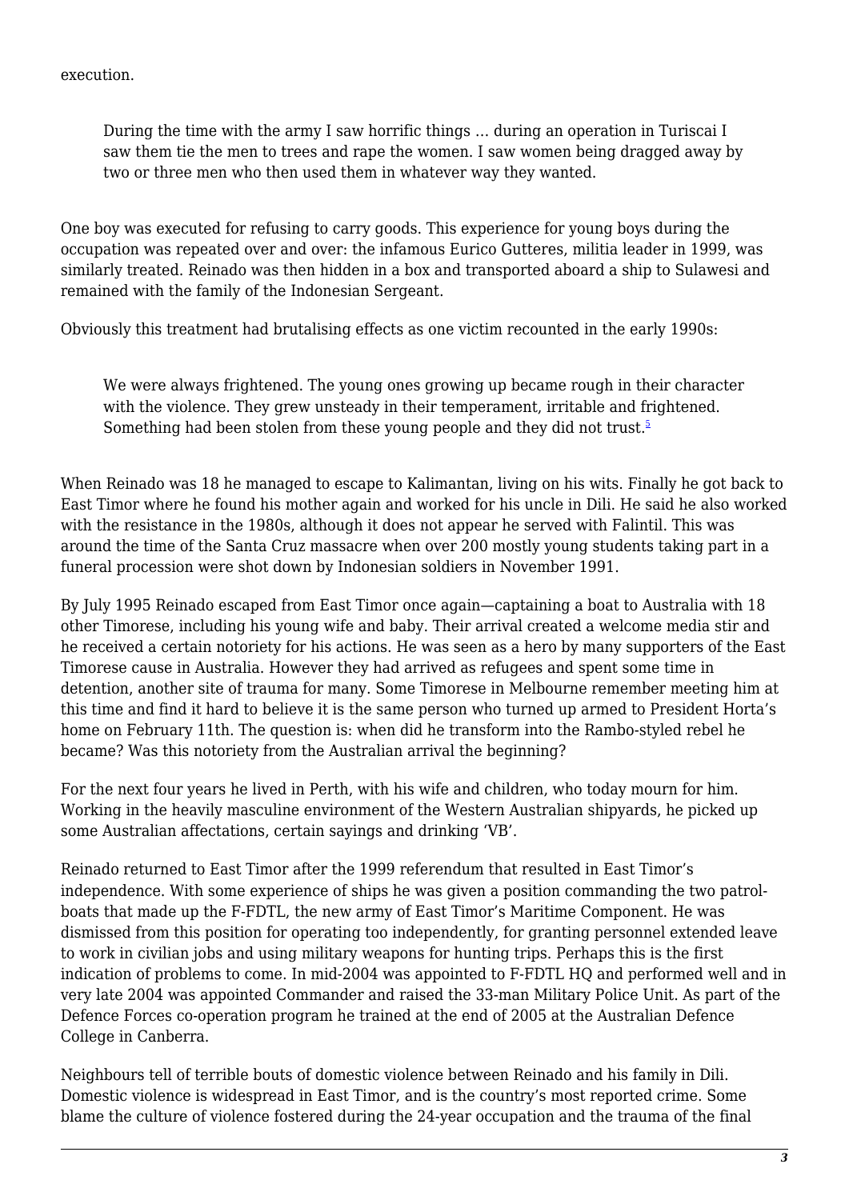execution.

> During the time with the army I saw horrific things … during an operation in Turiscai I saw them tie the men to trees and rape the women. I saw women being dragged away by two or three men who then used them in whatever way they wanted.

One boy was executed for refusing to carry goods. This experience for young boys during the occupation was repeated over and over: the infamous Eurico Gutteres, militia leader in 1999, was similarly treated. Reinado was then hidden in a box and transported aboard a ship to Sulawesi and remained with the family of the Indonesian Sergeant.

Obviously this treatment had brutalising effects as one victim recounted in the early 1990s:

> We were always frightened. The young ones growing up became rough in their character with the violence. They grew unsteady in their temperament, irritable and frightened. Something had been stolen from these young people and they did not trust.[5]

When Reinado was 18 he managed to escape to Kalimantan, living on his wits. Finally he got back to East Timor where he found his mother again and worked for his uncle in Dili. He said he also worked with the resistance in the 1980s, although it does not appear he served with Falintil. This was around the time of the Santa Cruz massacre when over 200 mostly young students taking part in a funeral procession were shot down by Indonesian soldiers in November 1991.

By July 1995 Reinado escaped from East Timor once again—captaining a boat to Australia with 18 other Timorese, including his young wife and baby. Their arrival created a welcome media stir and he received a certain notoriety for his actions. He was seen as a hero by many supporters of the East Timorese cause in Australia. However they had arrived as refugees and spent some time in detention, another site of trauma for many. Some Timorese in Melbourne remember meeting him at this time and find it hard to believe it is the same person who turned up armed to President Horta's home on February 11th. The question is: when did he transform into the Rambo-styled rebel he became? Was this notoriety from the Australian arrival the beginning?

For the next four years he lived in Perth, with his wife and children, who today mourn for him. Working in the heavily masculine environment of the Western Australian shipyards, he picked up some Australian affectations, certain sayings and drinking 'VB'.

Reinado returned to East Timor after the 1999 referendum that resulted in East Timor's independence. With some experience of ships he was given a position commanding the two patrol-boats that made up the F-FDTL, the new army of East Timor's Maritime Component. He was dismissed from this position for operating too independently, for granting personnel extended leave to work in civilian jobs and using military weapons for hunting trips. Perhaps this is the first indication of problems to come. In mid-2004 was appointed to F-FDTL HQ and performed well and in very late 2004 was appointed Commander and raised the 33-man Military Police Unit. As part of the Defence Forces co-operation program he trained at the end of 2005 at the Australian Defence College in Canberra.

Neighbours tell of terrible bouts of domestic violence between Reinado and his family in Dili. Domestic violence is widespread in East Timor, and is the country's most reported crime. Some blame the culture of violence fostered during the 24-year occupation and the trauma of the final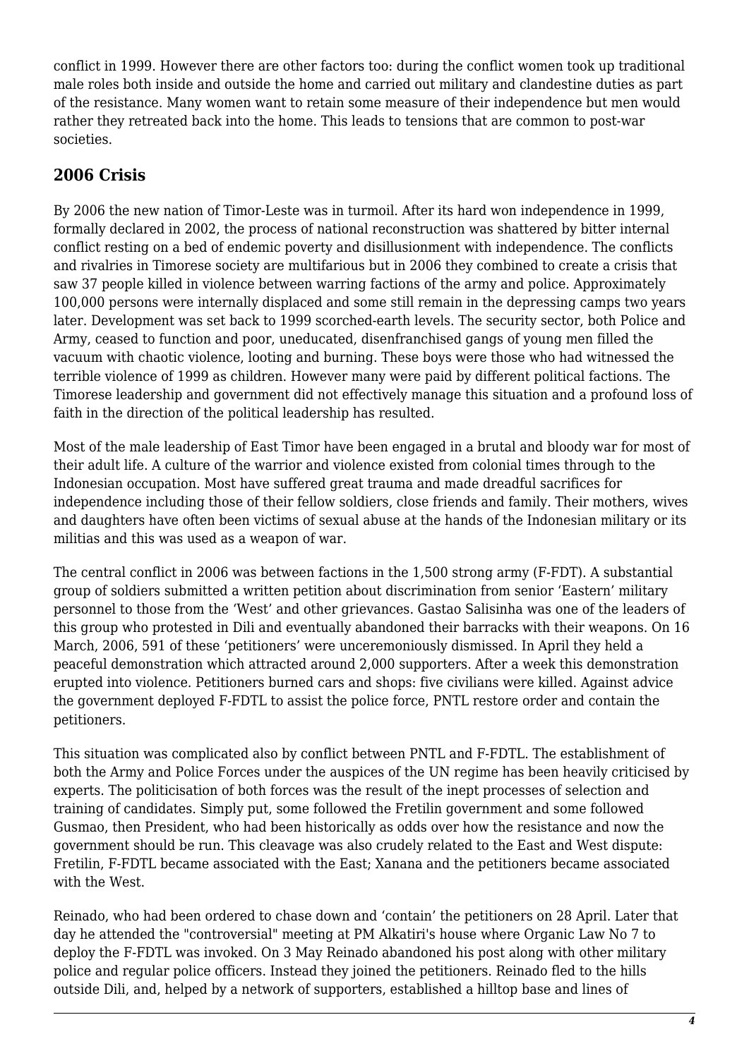conflict in 1999. However there are other factors too: during the conflict women took up traditional male roles both inside and outside the home and carried out military and clandestine duties as part of the resistance. Many women want to retain some measure of their independence but men would rather they retreated back into the home. This leads to tensions that are common to post-war societies.

## 2006 Crisis

By 2006 the new nation of Timor-Leste was in turmoil. After its hard won independence in 1999, formally declared in 2002, the process of national reconstruction was shattered by bitter internal conflict resting on a bed of endemic poverty and disillusionment with independence. The conflicts and rivalries in Timorese society are multifarious but in 2006 they combined to create a crisis that saw 37 people killed in violence between warring factions of the army and police. Approximately 100,000 persons were internally displaced and some still remain in the depressing camps two years later. Development was set back to 1999 scorched-earth levels. The security sector, both Police and Army, ceased to function and poor, uneducated, disenfranchised gangs of young men filled the vacuum with chaotic violence, looting and burning. These boys were those who had witnessed the terrible violence of 1999 as children. However many were paid by different political factions. The Timorese leadership and government did not effectively manage this situation and a profound loss of faith in the direction of the political leadership has resulted.

Most of the male leadership of East Timor have been engaged in a brutal and bloody war for most of their adult life. A culture of the warrior and violence existed from colonial times through to the Indonesian occupation. Most have suffered great trauma and made dreadful sacrifices for independence including those of their fellow soldiers, close friends and family. Their mothers, wives and daughters have often been victims of sexual abuse at the hands of the Indonesian military or its militias and this was used as a weapon of war.

The central conflict in 2006 was between factions in the 1,500 strong army (F-FDT). A substantial group of soldiers submitted a written petition about discrimination from senior 'Eastern' military personnel to those from the 'West' and other grievances. Gastao Salisinha was one of the leaders of this group who protested in Dili and eventually abandoned their barracks with their weapons. On 16 March, 2006, 591 of these 'petitioners' were unceremoniously dismissed. In April they held a peaceful demonstration which attracted around 2,000 supporters. After a week this demonstration erupted into violence. Petitioners burned cars and shops: five civilians were killed. Against advice the government deployed F-FDTL to assist the police force, PNTL restore order and contain the petitioners.

This situation was complicated also by conflict between PNTL and F-FDTL. The establishment of both the Army and Police Forces under the auspices of the UN regime has been heavily criticised by experts. The politicisation of both forces was the result of the inept processes of selection and training of candidates. Simply put, some followed the Fretilin government and some followed Gusmao, then President, who had been historically as odds over how the resistance and now the government should be run. This cleavage was also crudely related to the East and West dispute: Fretilin, F-FDTL became associated with the East; Xanana and the petitioners became associated with the West.

Reinado, who had been ordered to chase down and 'contain' the petitioners on 28 April. Later that day he attended the "controversial" meeting at PM Alkatiri's house where Organic Law No 7 to deploy the F-FDTL was invoked. On 3 May Reinado abandoned his post along with other military police and regular police officers. Instead they joined the petitioners. Reinado fled to the hills outside Dili, and, helped by a network of supporters, established a hilltop base and lines of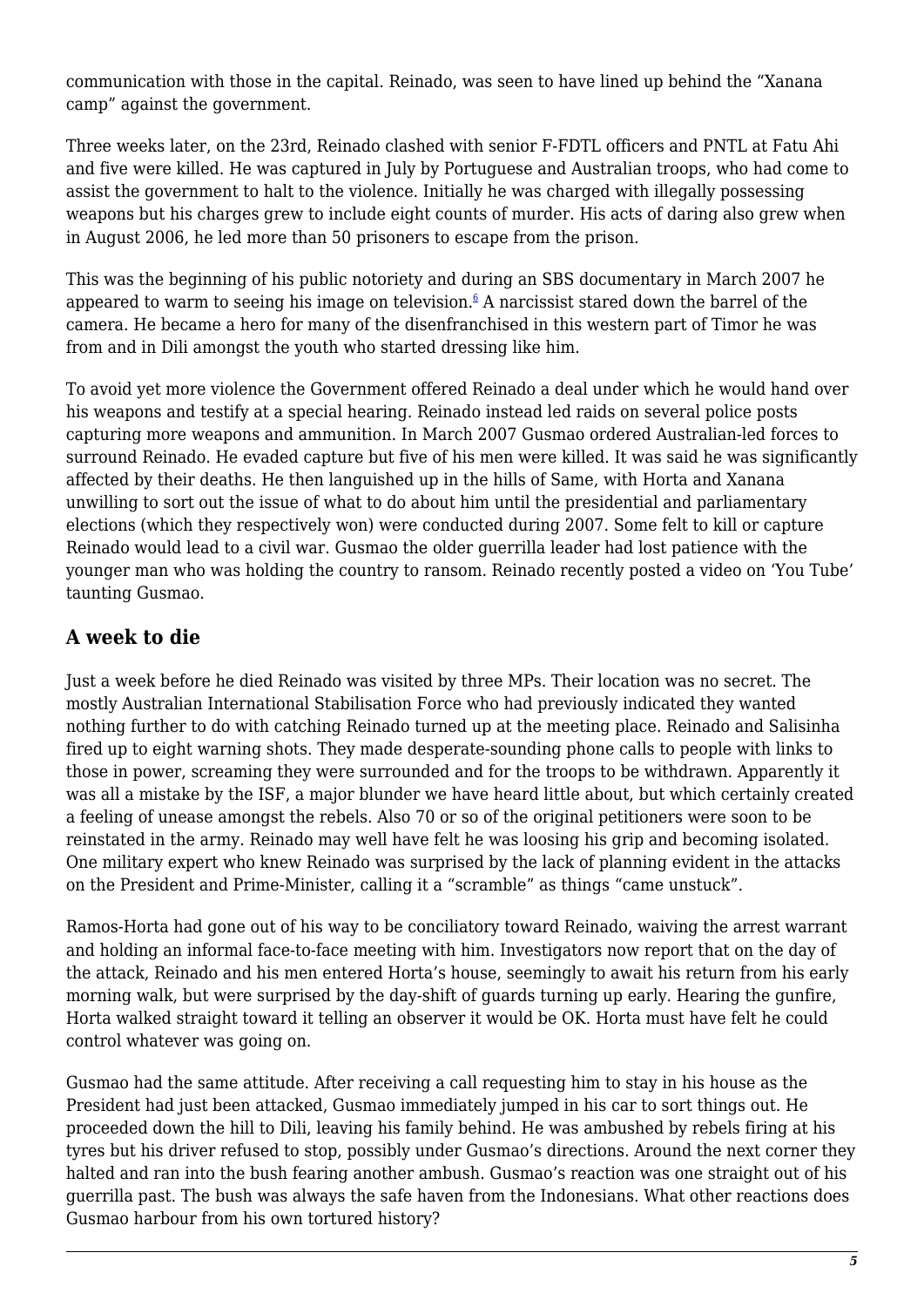communication with those in the capital. Reinado, was seen to have lined up behind the "Xanana camp" against the government.

Three weeks later, on the 23rd, Reinado clashed with senior F-FDTL officers and PNTL at Fatu Ahi and five were killed. He was captured in July by Portuguese and Australian troops, who had come to assist the government to halt to the violence. Initially he was charged with illegally possessing weapons but his charges grew to include eight counts of murder. His acts of daring also grew when in August 2006, he led more than 50 prisoners to escape from the prison.

This was the beginning of his public notoriety and during an SBS documentary in March 2007 he appeared to warm to seeing his image on television.[6] A narcissist stared down the barrel of the camera. He became a hero for many of the disenfranchised in this western part of Timor he was from and in Dili amongst the youth who started dressing like him.

To avoid yet more violence the Government offered Reinado a deal under which he would hand over his weapons and testify at a special hearing. Reinado instead led raids on several police posts capturing more weapons and ammunition. In March 2007 Gusmao ordered Australian-led forces to surround Reinado. He evaded capture but five of his men were killed. It was said he was significantly affected by their deaths. He then languished up in the hills of Same, with Horta and Xanana unwilling to sort out the issue of what to do about him until the presidential and parliamentary elections (which they respectively won) were conducted during 2007. Some felt to kill or capture Reinado would lead to a civil war. Gusmao the older guerrilla leader had lost patience with the younger man who was holding the country to ransom. Reinado recently posted a video on 'You Tube' taunting Gusmao.

## A week to die

Just a week before he died Reinado was visited by three MPs. Their location was no secret. The mostly Australian International Stabilisation Force who had previously indicated they wanted nothing further to do with catching Reinado turned up at the meeting place. Reinado and Salisinha fired up to eight warning shots. They made desperate-sounding phone calls to people with links to those in power, screaming they were surrounded and for the troops to be withdrawn. Apparently it was all a mistake by the ISF, a major blunder we have heard little about, but which certainly created a feeling of unease amongst the rebels. Also 70 or so of the original petitioners were soon to be reinstated in the army. Reinado may well have felt he was loosing his grip and becoming isolated. One military expert who knew Reinado was surprised by the lack of planning evident in the attacks on the President and Prime-Minister, calling it a "scramble" as things "came unstuck".

Ramos-Horta had gone out of his way to be conciliatory toward Reinado, waiving the arrest warrant and holding an informal face-to-face meeting with him. Investigators now report that on the day of the attack, Reinado and his men entered Horta's house, seemingly to await his return from his early morning walk, but were surprised by the day-shift of guards turning up early. Hearing the gunfire, Horta walked straight toward it telling an observer it would be OK. Horta must have felt he could control whatever was going on.

Gusmao had the same attitude. After receiving a call requesting him to stay in his house as the President had just been attacked, Gusmao immediately jumped in his car to sort things out. He proceeded down the hill to Dili, leaving his family behind. He was ambushed by rebels firing at his tyres but his driver refused to stop, possibly under Gusmao's directions. Around the next corner they halted and ran into the bush fearing another ambush. Gusmao's reaction was one straight out of his guerrilla past. The bush was always the safe haven from the Indonesians. What other reactions does Gusmao harbour from his own tortured history?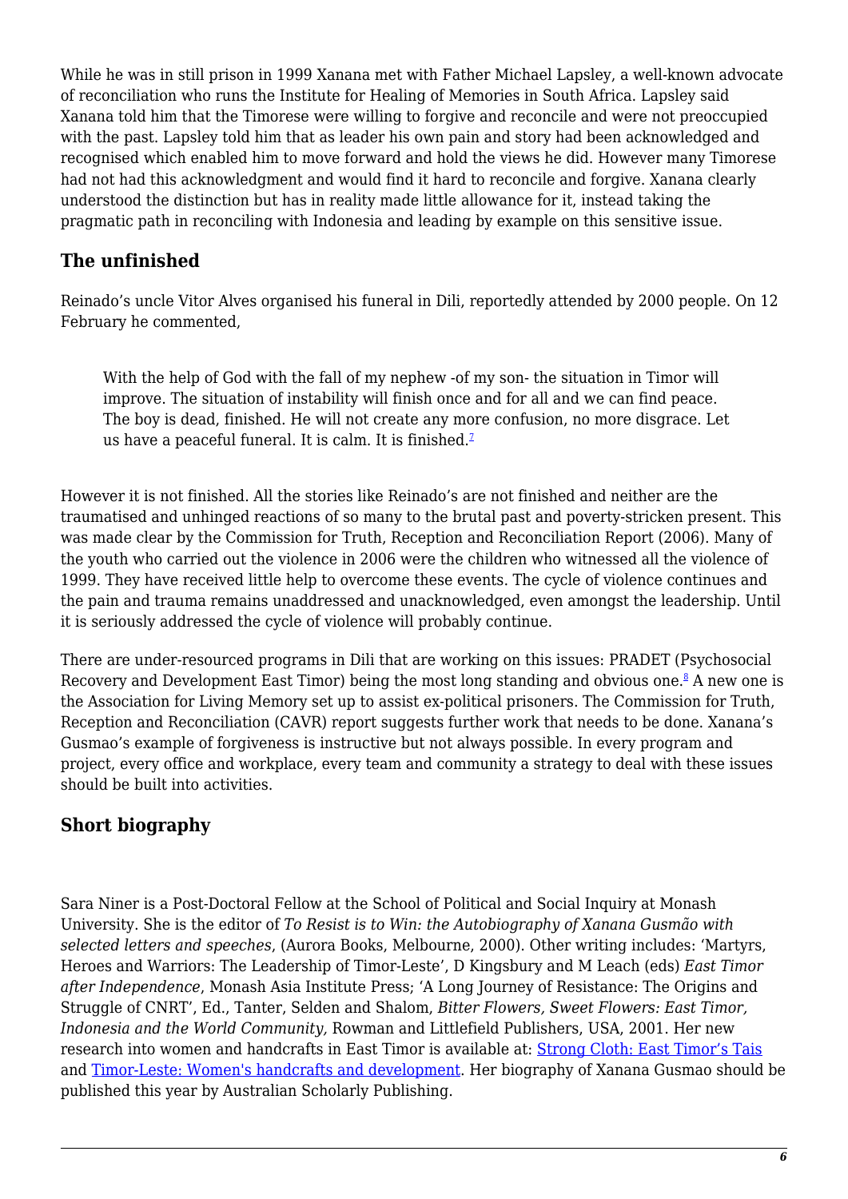While he was in still prison in 1999 Xanana met with Father Michael Lapsley, a well-known advocate of reconciliation who runs the Institute for Healing of Memories in South Africa. Lapsley said Xanana told him that the Timorese were willing to forgive and reconcile and were not preoccupied with the past. Lapsley told him that as leader his own pain and story had been acknowledged and recognised which enabled him to move forward and hold the views he did. However many Timorese had not had this acknowledgment and would find it hard to reconcile and forgive. Xanana clearly understood the distinction but has in reality made little allowance for it, instead taking the pragmatic path in reconciling with Indonesia and leading by example on this sensitive issue.

## The unfinished

Reinado's uncle Vitor Alves organised his funeral in Dili, reportedly attended by 2000 people. On 12 February he commented,

> With the help of God with the fall of my nephew -of my son- the situation in Timor will improve. The situation of instability will finish once and for all and we can find peace. The boy is dead, finished. He will not create any more confusion, no more disgrace. Let us have a peaceful funeral. It is calm. It is finished.[7]

However it is not finished. All the stories like Reinado's are not finished and neither are the traumatised and unhinged reactions of so many to the brutal past and poverty-stricken present. This was made clear by the Commission for Truth, Reception and Reconciliation Report (2006). Many of the youth who carried out the violence in 2006 were the children who witnessed all the violence of 1999. They have received little help to overcome these events. The cycle of violence continues and the pain and trauma remains unaddressed and unacknowledged, even amongst the leadership. Until it is seriously addressed the cycle of violence will probably continue.

There are under-resourced programs in Dili that are working on this issues: PRADET (Psychosocial Recovery and Development East Timor) being the most long standing and obvious one.[8] A new one is the Association for Living Memory set up to assist ex-political prisoners. The Commission for Truth, Reception and Reconciliation (CAVR) report suggests further work that needs to be done. Xanana's Gusmao's example of forgiveness is instructive but not always possible. In every program and project, every office and workplace, every team and community a strategy to deal with these issues should be built into activities.

## Short biography

Sara Niner is a Post-Doctoral Fellow at the School of Political and Social Inquiry at Monash University. She is the editor of *To Resist is to Win: the Autobiography of Xanana Gusmão with selected letters and speeches*, (Aurora Books, Melbourne, 2000). Other writing includes: 'Martyrs, Heroes and Warriors: The Leadership of Timor-Leste', D Kingsbury and M Leach (eds) *East Timor after Independence*, Monash Asia Institute Press; 'A Long Journey of Resistance: The Origins and Struggle of CNRT', Ed., Tanter, Selden and Shalom, *Bitter Flowers, Sweet Flowers: East Timor, Indonesia and the World Community,* Rowman and Littlefield Publishers, USA, 2001. Her new research into women and handcrafts in East Timor is available at: Strong Cloth: East Timor's Tais and Timor-Leste: Women's handcrafts and development. Her biography of Xanana Gusmao should be published this year by Australian Scholarly Publishing.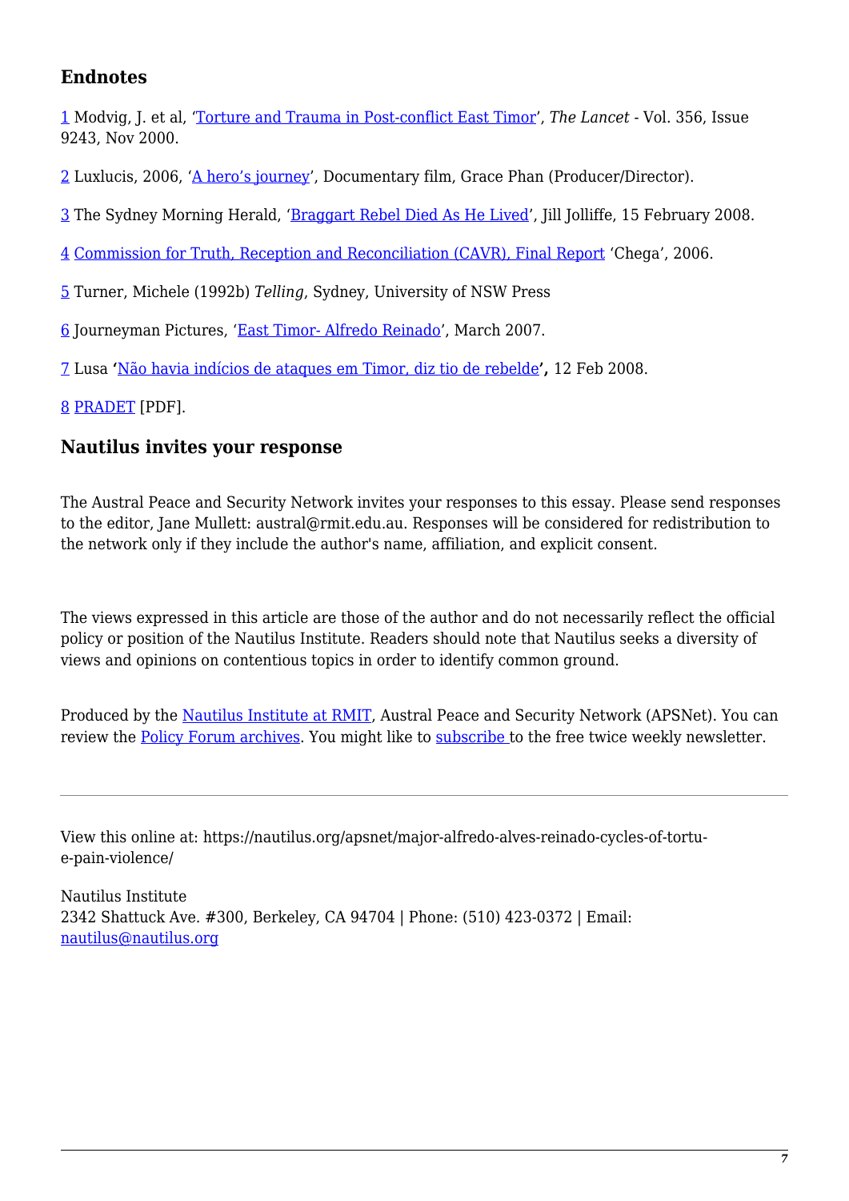## Endnotes

1 Modvig, J. et al, 'Torture and Trauma in Post-conflict East Timor', *The Lancet* - Vol. 356, Issue 9243, Nov 2000.

2 Luxlucis, 2006, 'A hero's journey', Documentary film, Grace Phan (Producer/Director).

3 The Sydney Morning Herald, 'Braggart Rebel Died As He Lived', Jill Jolliffe, 15 February 2008.

4 Commission for Truth, Reception and Reconciliation (CAVR), Final Report 'Chega', 2006.

5 Turner, Michele (1992b) *Telling*, Sydney, University of NSW Press

6 Journeyman Pictures, 'East Timor- Alfredo Reinado', March 2007.

7 Lusa **'**Não havia indícios de ataques em Timor, diz tio de rebelde**'**, 12 Feb 2008.

8 PRADET [PDF].

## Nautilus invites your response

The Austral Peace and Security Network invites your responses to this essay. Please send responses to the editor, Jane Mullett: austral@rmit.edu.au. Responses will be considered for redistribution to the network only if they include the author's name, affiliation, and explicit consent.

The views expressed in this article are those of the author and do not necessarily reflect the official policy or position of the Nautilus Institute. Readers should note that Nautilus seeks a diversity of views and opinions on contentious topics in order to identify common ground.

Produced by the Nautilus Institute at RMIT, Austral Peace and Security Network (APSNet). You can review the Policy Forum archives. You might like to subscribe to the free twice weekly newsletter.

---

View this online at: https://nautilus.org/apsnet/major-alfredo-alves-reinado-cycles-of-torture-pain-violence/

Nautilus Institute
2342 Shattuck Ave. #300, Berkeley, CA 94704 | Phone: (510) 423-0372 | Email: nautilus@nautilus.org